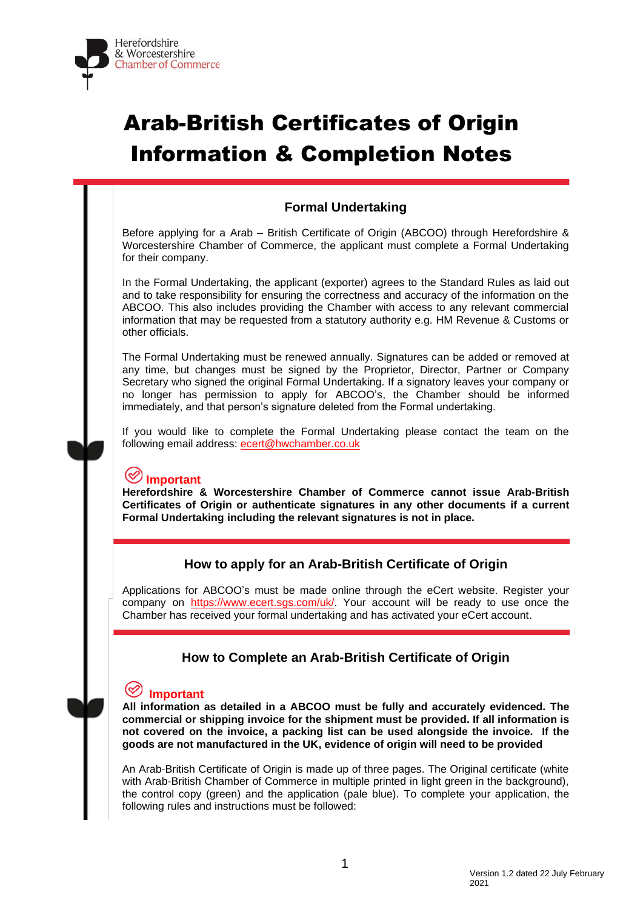Herefordshire & Worcestershire Chamber of Commerce

# Arab-British Certificates of Origin Information & Completion Notes

## Formal Undertaking

Before applying for a Arab – British Certificate of Origin (ABCOO) through Herefordshire & Worcestershire Chamber of Commerce, the applicant must complete a Formal Undertaking for their company.

In the Formal Undertaking, the applicant (exporter) agrees to the Standard Rules as laid out and to take responsibility for ensuring the correctness and accuracy of the information on the ABCOO. This also includes providing the Chamber with access to any relevant commercial information that may be requested from a statutory authority e.g. HM Revenue & Customs or other officials.

The Formal Undertaking must be renewed annually. Signatures can be added or removed at any time, but changes must be signed by the Proprietor, Director, Partner or Company Secretary who signed the original Formal Undertaking. If a signatory leaves your company or no longer has permission to apply for ABCOO's, the Chamber should be informed immediately, and that person's signature deleted from the Formal undertaking.

If you would like to complete the Formal Undertaking please contact the team on the following email address: ecert@hwchamber.co.uk

**Important**

**Herefordshire & Worcestershire Chamber of Commerce cannot issue Arab-British Certificates of Origin or authenticate signatures in any other documents if a current Formal Undertaking including the relevant signatures is not in place.**

## How to apply for an Arab-British Certificate of Origin

Applications for ABCOO's must be made online through the eCert website. Register your company on https://www.ecert.sgs.com/uk/. Your account will be ready to use once the Chamber has received your formal undertaking and has activated your eCert account.

## How to Complete an Arab-British Certificate of Origin

**Important**

**All information as detailed in a ABCOO must be fully and accurately evidenced. The commercial or shipping invoice for the shipment must be provided. If all information is not covered on the invoice, a packing list can be used alongside the invoice. If the goods are not manufactured in the UK, evidence of origin will need to be provided**

An Arab-British Certificate of Origin is made up of three pages. The Original certificate (white with Arab-British Chamber of Commerce in multiple printed in light green in the background), the control copy (green) and the application (pale blue). To complete your application, the following rules and instructions must be followed:

Version 1.2 dated 22 July February 2021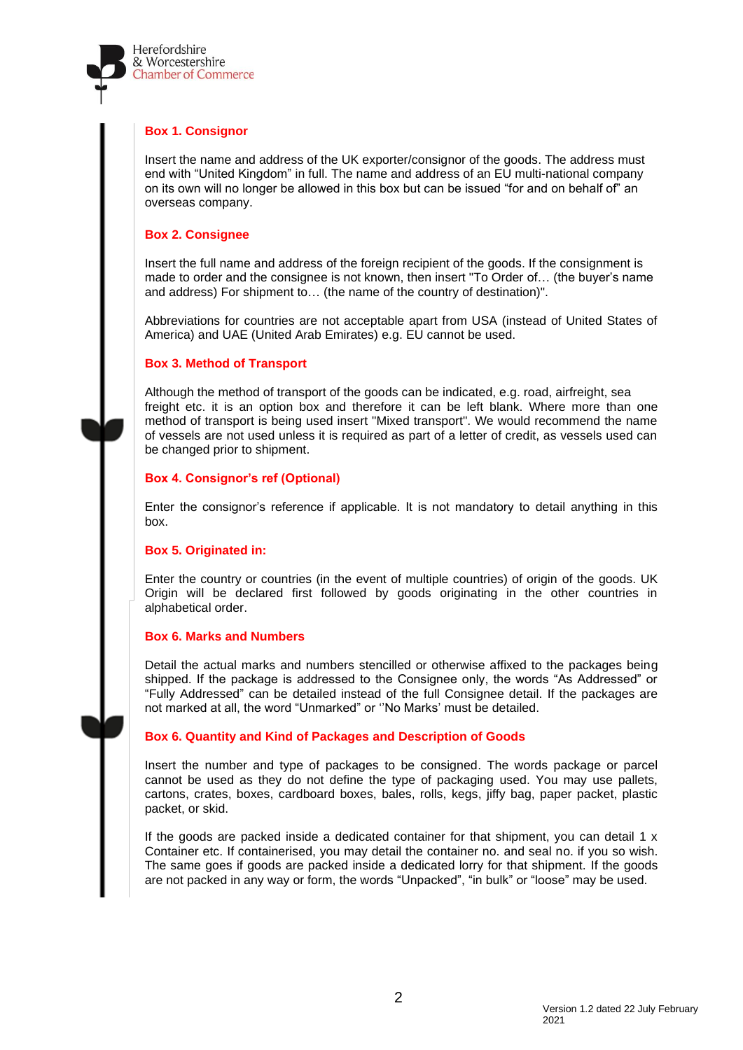### Box 1. Consignor

Insert the name and address of the UK exporter/consignor of the goods. The address must end with "United Kingdom" in full. The name and address of an EU multi-national company on its own will no longer be allowed in this box but can be issued "for and on behalf of" an overseas company.

### Box 2. Consignee

Insert the full name and address of the foreign recipient of the goods. If the consignment is made to order and the consignee is not known, then insert "To Order of… (the buyer's name and address) For shipment to… (the name of the country of destination)".

Abbreviations for countries are not acceptable apart from USA (instead of United States of America) and UAE (United Arab Emirates) e.g. EU cannot be used.

### Box 3. Method of Transport

Although the method of transport of the goods can be indicated, e.g. road, airfreight, sea freight etc. it is an option box and therefore it can be left blank. Where more than one method of transport is being used insert "Mixed transport". We would recommend the name of vessels are not used unless it is required as part of a letter of credit, as vessels used can be changed prior to shipment.

### Box 4. Consignor's ref (Optional)

Enter the consignor's reference if applicable. It is not mandatory to detail anything in this box.

### Box 5. Originated in:

Enter the country or countries (in the event of multiple countries) of origin of the goods. UK Origin will be declared first followed by goods originating in the other countries in alphabetical order.

### Box 6. Marks and Numbers

Detail the actual marks and numbers stencilled or otherwise affixed to the packages being shipped. If the package is addressed to the Consignee only, the words "As Addressed" or "Fully Addressed" can be detailed instead of the full Consignee detail. If the packages are not marked at all, the word "Unmarked" or ''No Marks' must be detailed.

### Box 6. Quantity and Kind of Packages and Description of Goods

Insert the number and type of packages to be consigned. The words package or parcel cannot be used as they do not define the type of packaging used. You may use pallets, cartons, crates, boxes, cardboard boxes, bales, rolls, kegs, jiffy bag, paper packet, plastic packet, or skid.

If the goods are packed inside a dedicated container for that shipment, you can detail 1 x Container etc. If containerised, you may detail the container no. and seal no. if you so wish. The same goes if goods are packed inside a dedicated lorry for that shipment. If the goods are not packed in any way or form, the words "Unpacked", "in bulk" or "loose" may be used.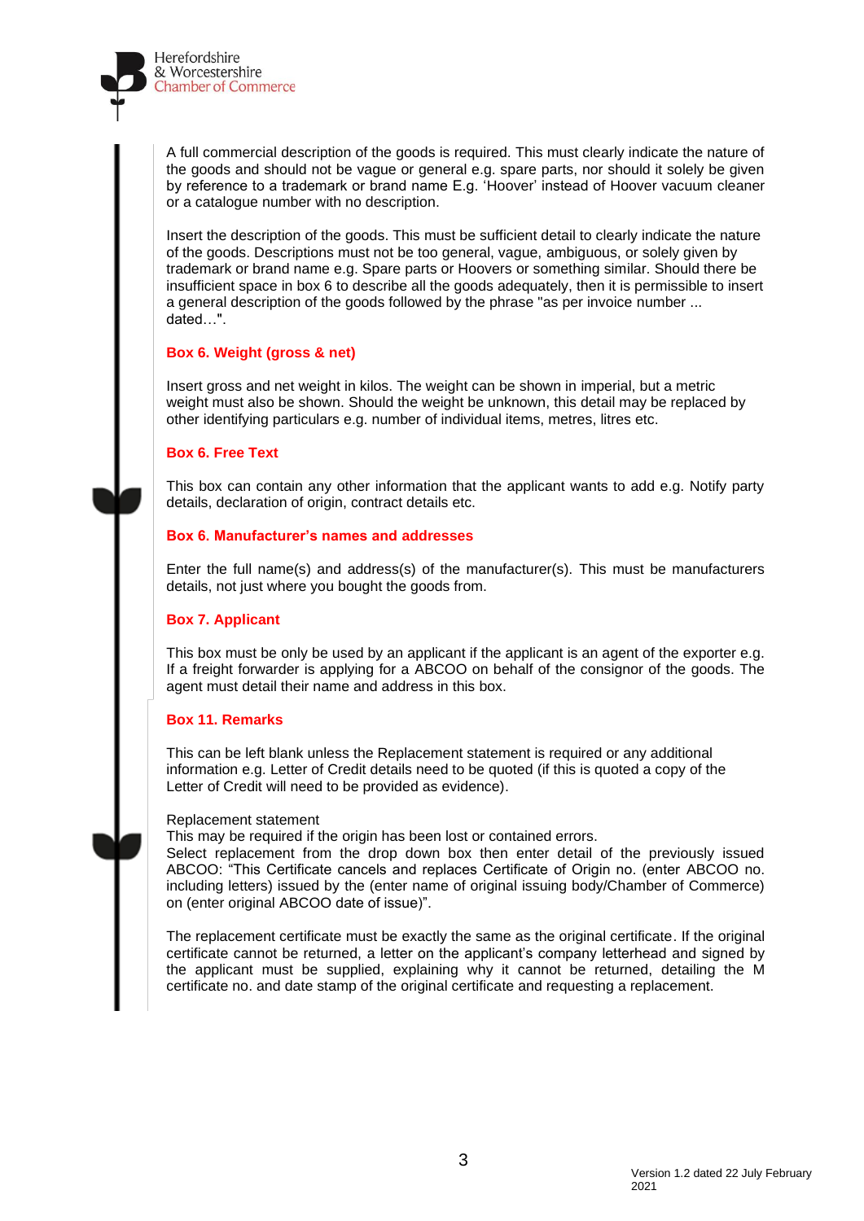A full commercial description of the goods is required. This must clearly indicate the nature of the goods and should not be vague or general e.g. spare parts, nor should it solely be given by reference to a trademark or brand name E.g. 'Hoover' instead of Hoover vacuum cleaner or a catalogue number with no description.

Insert the description of the goods. This must be sufficient detail to clearly indicate the nature of the goods. Descriptions must not be too general, vague, ambiguous, or solely given by trademark or brand name e.g. Spare parts or Hoovers or something similar. Should there be insufficient space in box 6 to describe all the goods adequately, then it is permissible to insert a general description of the goods followed by the phrase "as per invoice number ... dated…".

### Box 6. Weight (gross & net)

Insert gross and net weight in kilos. The weight can be shown in imperial, but a metric weight must also be shown. Should the weight be unknown, this detail may be replaced by other identifying particulars e.g. number of individual items, metres, litres etc.

### Box 6. Free Text

This box can contain any other information that the applicant wants to add e.g. Notify party details, declaration of origin, contract details etc.

### Box 6. Manufacturer's names and addresses

Enter the full name(s) and address(s) of the manufacturer(s). This must be manufacturers details, not just where you bought the goods from.

### Box 7. Applicant

This box must be only be used by an applicant if the applicant is an agent of the exporter e.g. If a freight forwarder is applying for a ABCOO on behalf of the consignor of the goods. The agent must detail their name and address in this box.

### Box 11. Remarks

This can be left blank unless the Replacement statement is required or any additional information e.g. Letter of Credit details need to be quoted (if this is quoted a copy of the Letter of Credit will need to be provided as evidence).

Replacement statement
This may be required if the origin has been lost or contained errors.
Select replacement from the drop down box then enter detail of the previously issued ABCOO: "This Certificate cancels and replaces Certificate of Origin no. (enter ABCOO no. including letters) issued by the (enter name of original issuing body/Chamber of Commerce) on (enter original ABCOO date of issue)".

The replacement certificate must be exactly the same as the original certificate. If the original certificate cannot be returned, a letter on the applicant's company letterhead and signed by the applicant must be supplied, explaining why it cannot be returned, detailing the M certificate no. and date stamp of the original certificate and requesting a replacement.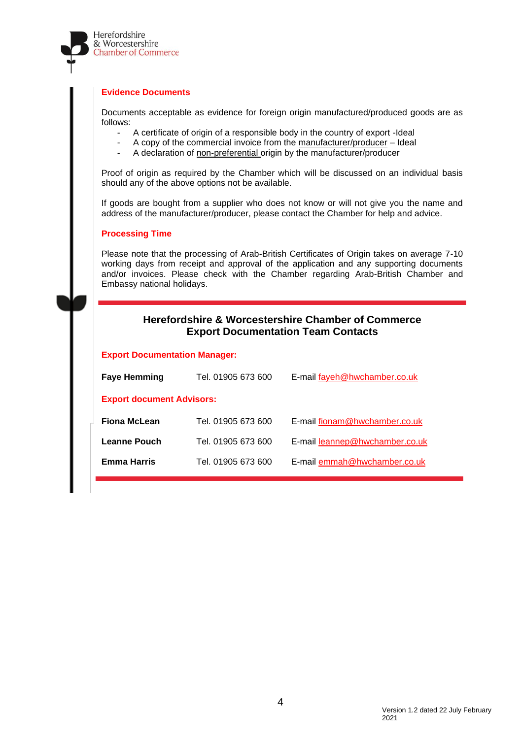## Evidence Documents

Documents acceptable as evidence for foreign origin manufactured/produced goods are as follows:

- A certificate of origin of a responsible body in the country of export -Ideal
- A copy of the commercial invoice from the manufacturer/producer – Ideal
- A declaration of non-preferential origin by the manufacturer/producer

Proof of origin as required by the Chamber which will be discussed on an individual basis should any of the above options not be available.

If goods are bought from a supplier who does not know or will not give you the name and address of the manufacturer/producer, please contact the Chamber for help and advice.

## Processing Time

Please note that the processing of Arab-British Certificates of Origin takes on average 7-10 working days from receipt and approval of the application and any supporting documents and/or invoices. Please check with the Chamber regarding Arab-British Chamber and Embassy national holidays.

## Herefordshire & Worcestershire Chamber of Commerce Export Documentation Team Contacts

### Export Documentation Manager:

| | | |
|---|---|---|
| **Faye Hemming** | Tel. 01905 673 600 | E-mail fayeh@hwchamber.co.uk |

### Export document Advisors:

| | | |
|---|---|---|
| **Fiona McLean** | Tel. 01905 673 600 | E-mail fionam@hwchamber.co.uk |
| **Leanne Pouch** | Tel. 01905 673 600 | E-mail leannep@hwchamber.co.uk |
| **Emma Harris** | Tel. 01905 673 600 | E-mail emmah@hwchamber.co.uk |

Version 1.2 dated 22 July February 2021